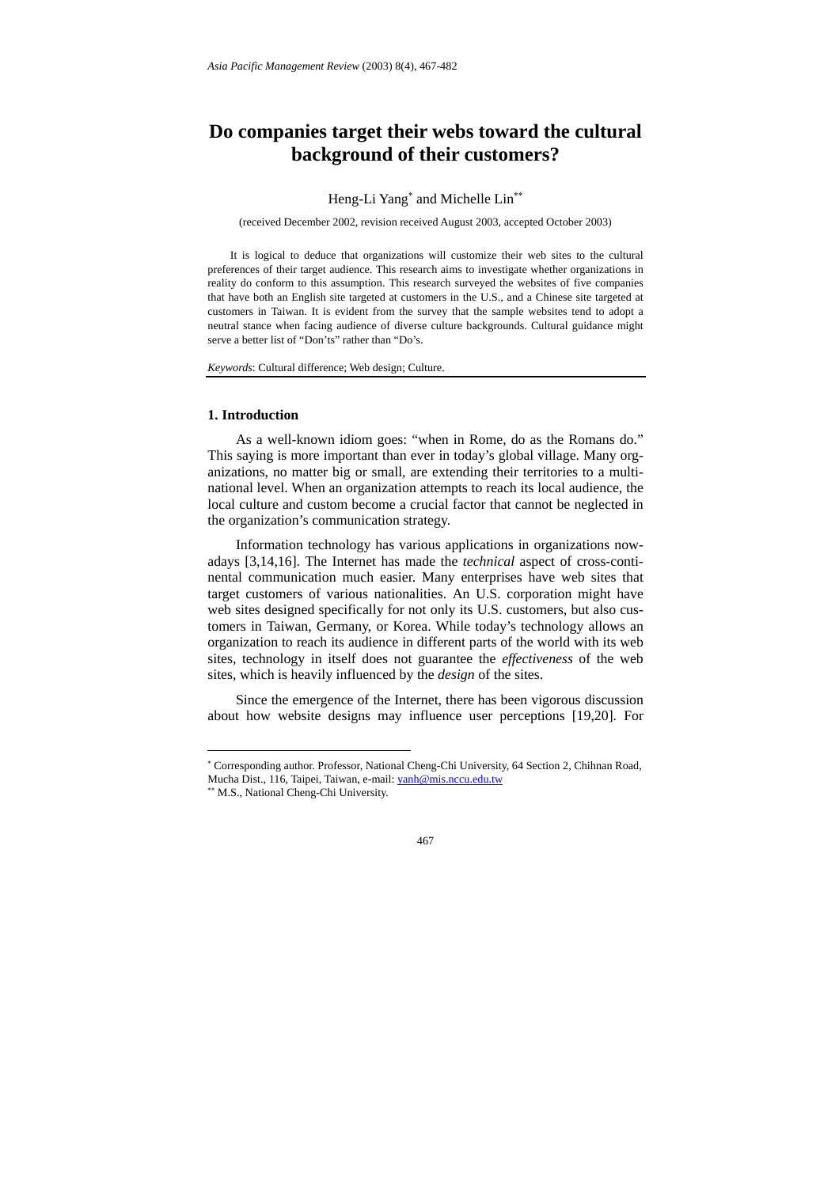# Do companies target their webs toward the cultural background of their customers?

Heng-Li Yang[*] and Michelle Lin[**]

(received December 2002, revision received August 2003, accepted October 2003)

It is logical to deduce that organizations will customize their web sites to the cultural preferences of their target audience. This research aims to investigate whether organizations in reality do conform to this assumption. This research surveyed the websites of five companies that have both an English site targeted at customers in the U.S., and a Chinese site targeted at customers in Taiwan. It is evident from the survey that the sample websites tend to adopt a neutral stance when facing audience of diverse culture backgrounds. Cultural guidance might serve a better list of "Don'ts" rather than "Do's.

*Keywords*: Cultural difference; Web design; Culture.

## 1. Introduction

As a well-known idiom goes: "when in Rome, do as the Romans do." This saying is more important than ever in today's global village. Many organizations, no matter big or small, are extending their territories to a multinational level. When an organization attempts to reach its local audience, the local culture and custom become a crucial factor that cannot be neglected in the organization's communication strategy.

Information technology has various applications in organizations nowadays [3,14,16]. The Internet has made the *technical* aspect of cross-continental communication much easier. Many enterprises have web sites that target customers of various nationalities. An U.S. corporation might have web sites designed specifically for not only its U.S. customers, but also customers in Taiwan, Germany, or Korea. While today's technology allows an organization to reach its audience in different parts of the world with its web sites, technology in itself does not guarantee the *effectiveness* of the web sites, which is heavily influenced by the *design* of the sites.

Since the emergence of the Internet, there has been vigorous discussion about how website designs may influence user perceptions [19,20]. For

---

[*] Corresponding author. Professor, National Cheng-Chi University, 64 Section 2, Chihnan Road, Mucha Dist., 116, Taipei, Taiwan, e-mail: yanh@mis.nccu.edu.tw

[**] M.S., National Cheng-Chi University.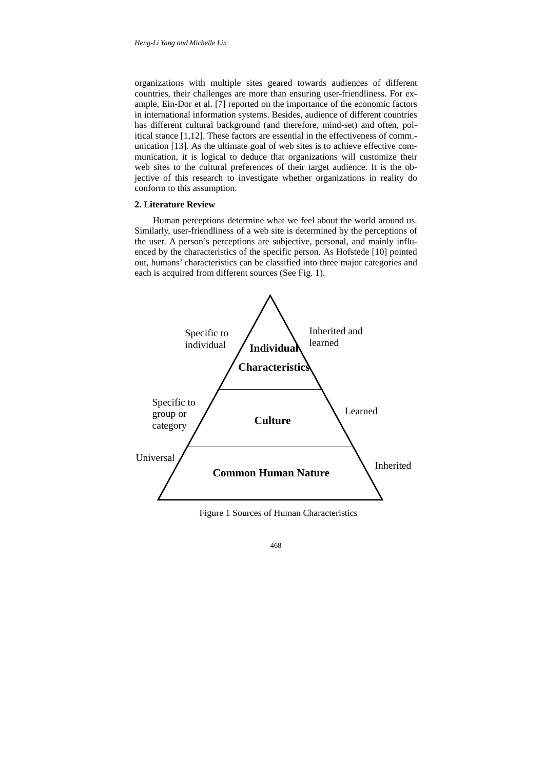organizations with multiple sites geared towards audiences of different countries, their challenges are more than ensuring user-friendliness. For example, Ein-Dor et al. [7] reported on the importance of the economic factors in international information systems. Besides, audience of different countries has different cultural background (and therefore, mind-set) and often, political stance [1,12]. These factors are essential in the effectiveness of comm.-unication [13]. As the ultimate goal of web sites is to achieve effective communication, it is logical to deduce that organizations will customize their web sites to the cultural preferences of their target audience. It is the objective of this research to investigate whether organizations in reality do conform to this assumption.

## 2. Literature Review

Human perceptions determine what we feel about the world around us. Similarly, user-friendliness of a web site is determined by the perceptions of the user. A person's perceptions are subjective, personal, and mainly influenced by the characteristics of the specific person. As Hofstede [10] pointed out, humans' characteristics can be classified into three major categories and each is acquired from different sources (See Fig. 1).

Specific to individual | **Individual Characteristics** | Inherited and learned

Specific to group or category | **Culture** | Learned

Universal | **Common Human Nature** | Inherited

Figure 1 Sources of Human Characteristics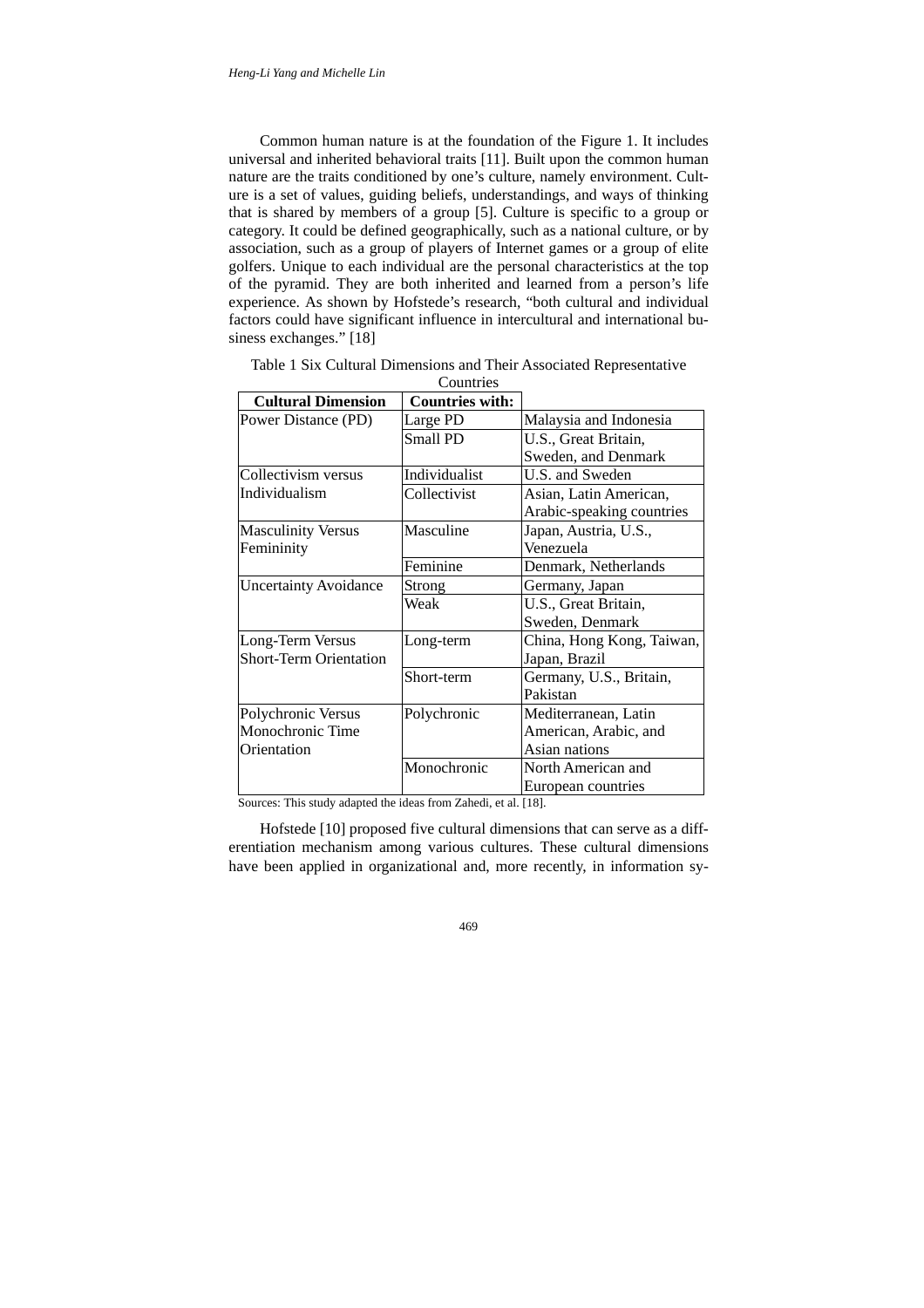Common human nature is at the foundation of the Figure 1. It includes universal and inherited behavioral traits [11]. Built upon the common human nature are the traits conditioned by one's culture, namely environment. Culture is a set of values, guiding beliefs, understandings, and ways of thinking that is shared by members of a group [5]. Culture is specific to a group or category. It could be defined geographically, such as a national culture, or by association, such as a group of players of Internet games or a group of elite golfers. Unique to each individual are the personal characteristics at the top of the pyramid. They are both inherited and learned from a person's life experience. As shown by Hofstede's research, "both cultural and individual factors could have significant influence in intercultural and international business exchanges." [18]

Table 1 Six Cultural Dimensions and Their Associated Representative Countries

| **Cultural Dimension** | **Countries with:** | |
|---|---|---|
| Power Distance (PD) | Large PD | Malaysia and Indonesia |
| | Small PD | U.S., Great Britain, Sweden, and Denmark |
| Collectivism versus Individualism | Individualist | U.S. and Sweden |
| | Collectivist | Asian, Latin American, Arabic-speaking countries |
| Masculinity Versus Femininity | Masculine | Japan, Austria, U.S., Venezuela |
| | Feminine | Denmark, Netherlands |
| Uncertainty Avoidance | Strong | Germany, Japan |
| | Weak | U.S., Great Britain, Sweden, Denmark |
| Long-Term Versus Short-Term Orientation | Long-term | China, Hong Kong, Taiwan, Japan, Brazil |
| | Short-term | Germany, U.S., Britain, Pakistan |
| Polychronic Versus Monochronic Time Orientation | Polychronic | Mediterranean, Latin American, Arabic, and Asian nations |
| | Monochronic | North American and European countries |

Sources: This study adapted the ideas from Zahedi, et al. [18].

Hofstede [10] proposed five cultural dimensions that can serve as a differentiation mechanism among various cultures. These cultural dimensions have been applied in organizational and, more recently, in information sy-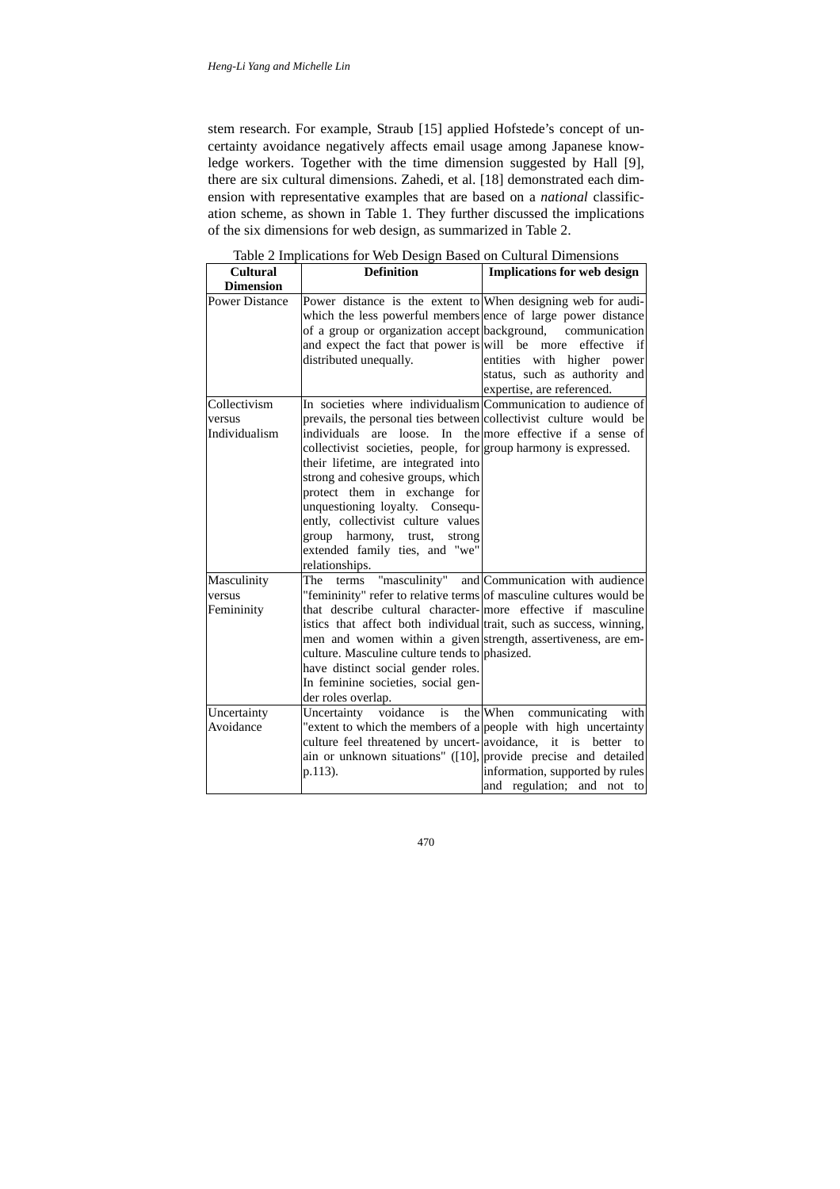stem research. For example, Straub [15] applied Hofstede's concept of uncertainty avoidance negatively affects email usage among Japanese knowledge workers. Together with the time dimension suggested by Hall [9], there are six cultural dimensions. Zahedi, et al. [18] demonstrated each dimension with representative examples that are based on a *national* classification scheme, as shown in Table 1. They further discussed the implications of the six dimensions for web design, as summarized in Table 2.

Table 2 Implications for Web Design Based on Cultural Dimensions

| Cultural Dimension | Definition | Implications for web design |
|---|---|---|
| Power Distance | Power distance is the extent to which the less powerful members of a group or organization accept and expect the fact that power is distributed unequally. | When designing web for audience of large power distance background, communication will be more effective if entities with higher power status, such as authority and expertise, are referenced. |
| Collectivism versus Individualism | In societies where individualism prevails, the personal ties between individuals are loose. In the collectivist societies, people, for their lifetime, are integrated into strong and cohesive groups, which protect them in exchange for unquestioning loyalty. Consequently, collectivist culture values group harmony, trust, strong extended family ties, and "we" relationships. | Communication to audience of collectivist culture would be more effective if a sense of group harmony is expressed. |
| Masculinity versus Femininity | The terms "masculinity" and "femininity" refer to relative terms that describe cultural characteristics that affect both individual men and women within a given culture. Masculine culture tends to have distinct social gender roles. In feminine societies, social gender roles overlap. | Communication with audience of masculine cultures would be more effective if masculine trait, such as success, winning, strength, assertiveness, are emphasized. |
| Uncertainty Avoidance | Uncertainty voidance is the "extent to which the members of a culture feel threatened by uncertain or unknown situations" ([10], p.113). | When communicating with people with high uncertainty avoidance, it is better to provide precise and detailed information, supported by rules and regulation; and not to |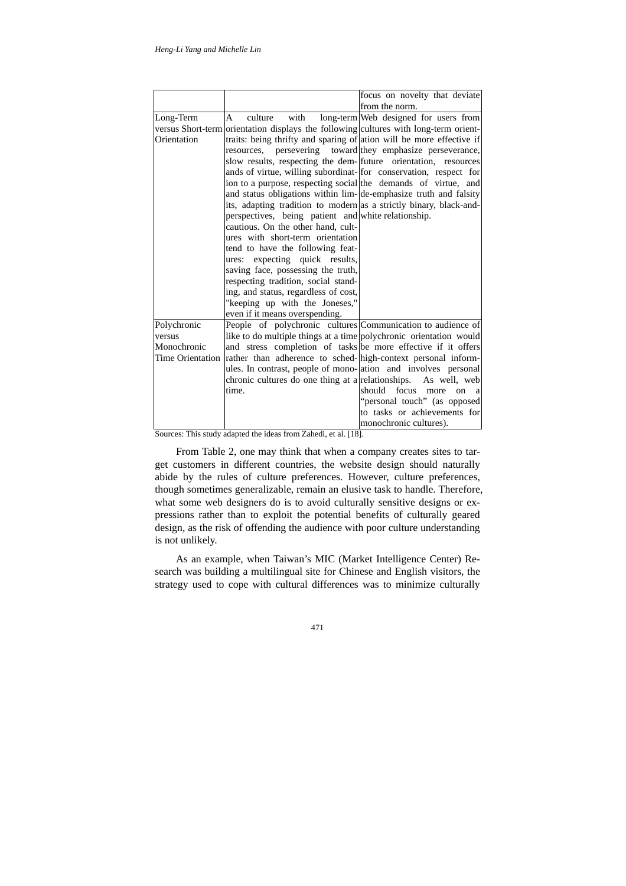| | | |
|---|---|---|
| | | focus on novelty that deviate from the norm. |
| Long-Term versus Short-term Orientation | A culture with long-term orientation displays the following traits: being thrifty and sparing of resources, persevering toward slow results, respecting the demands of virtue, willing subordination to a purpose, respecting social and status obligations within limits, adapting tradition to modern perspectives, being patient and cautious. On the other hand, cultures with short-term orientation tend to have the following features: expecting quick results, saving face, possessing the truth, respecting tradition, social standing, and status, regardless of cost, "keeping up with the Joneses," even if it means overspending. | Web designed for users from cultures with long-term orientation will be more effective if they emphasize perseverance, future orientation, resources for conservation, respect for the demands of virtue, and de-emphasize truth and falsity as a strictly binary, black-and-white relationship. |
| Polychronic versus Monochronic Time Orientation | People of polychronic cultures like to do multiple things at a time and stress completion of tasks rather than adherence to schedules. In contrast, people of monochronic cultures do one thing at a time. | Communication to audience of polychronic orientation would be more effective if it offers high-context personal information and involves personal relationships. As well, web should focus more on a "personal touch" (as opposed to tasks or achievements for monochronic cultures). |

Sources: This study adapted the ideas from Zahedi, et al. [18].

From Table 2, one may think that when a company creates sites to target customers in different countries, the website design should naturally abide by the rules of culture preferences. However, culture preferences, though sometimes generalizable, remain an elusive task to handle. Therefore, what some web designers do is to avoid culturally sensitive designs or expressions rather than to exploit the potential benefits of culturally geared design, as the risk of offending the audience with poor culture understanding is not unlikely.

As an example, when Taiwan's MIC (Market Intelligence Center) Research was building a multilingual site for Chinese and English visitors, the strategy used to cope with cultural differences was to minimize culturally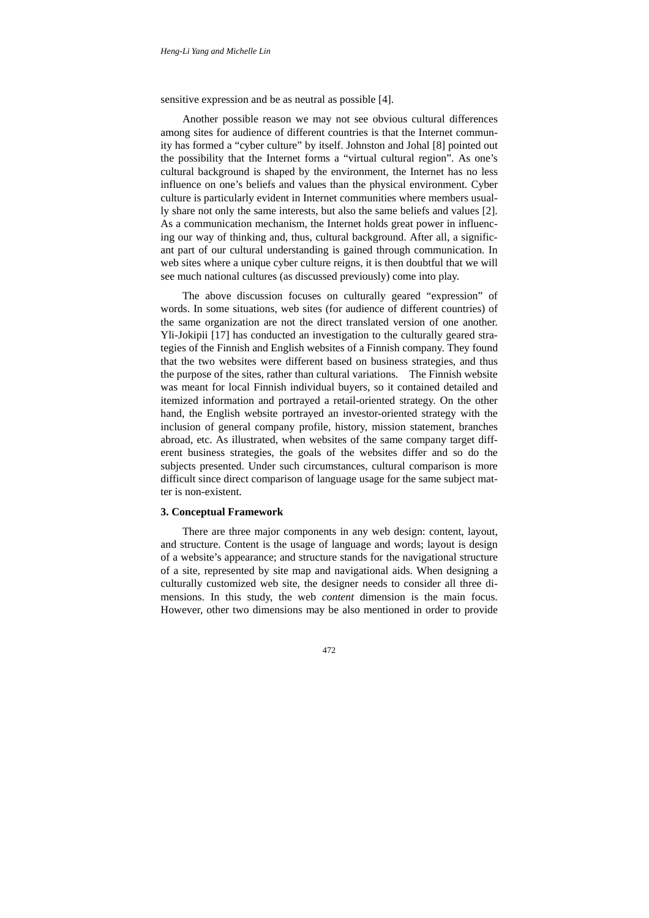sensitive expression and be as neutral as possible [4].

Another possible reason we may not see obvious cultural differences among sites for audience of different countries is that the Internet community has formed a "cyber culture" by itself. Johnston and Johal [8] pointed out the possibility that the Internet forms a "virtual cultural region". As one's cultural background is shaped by the environment, the Internet has no less influence on one's beliefs and values than the physical environment. Cyber culture is particularly evident in Internet communities where members usually share not only the same interests, but also the same beliefs and values [2]. As a communication mechanism, the Internet holds great power in influencing our way of thinking and, thus, cultural background. After all, a significant part of our cultural understanding is gained through communication. In web sites where a unique cyber culture reigns, it is then doubtful that we will see much national cultures (as discussed previously) come into play.

The above discussion focuses on culturally geared "expression" of words. In some situations, web sites (for audience of different countries) of the same organization are not the direct translated version of one another. Yli-Jokipii [17] has conducted an investigation to the culturally geared strategies of the Finnish and English websites of a Finnish company. They found that the two websites were different based on business strategies, and thus the purpose of the sites, rather than cultural variations. The Finnish website was meant for local Finnish individual buyers, so it contained detailed and itemized information and portrayed a retail-oriented strategy. On the other hand, the English website portrayed an investor-oriented strategy with the inclusion of general company profile, history, mission statement, branches abroad, etc. As illustrated, when websites of the same company target different business strategies, the goals of the websites differ and so do the subjects presented. Under such circumstances, cultural comparison is more difficult since direct comparison of language usage for the same subject matter is non-existent.

## 3. Conceptual Framework

There are three major components in any web design: content, layout, and structure. Content is the usage of language and words; layout is design of a website's appearance; and structure stands for the navigational structure of a site, represented by site map and navigational aids. When designing a culturally customized web site, the designer needs to consider all three dimensions. In this study, the web *content* dimension is the main focus. However, other two dimensions may be also mentioned in order to provide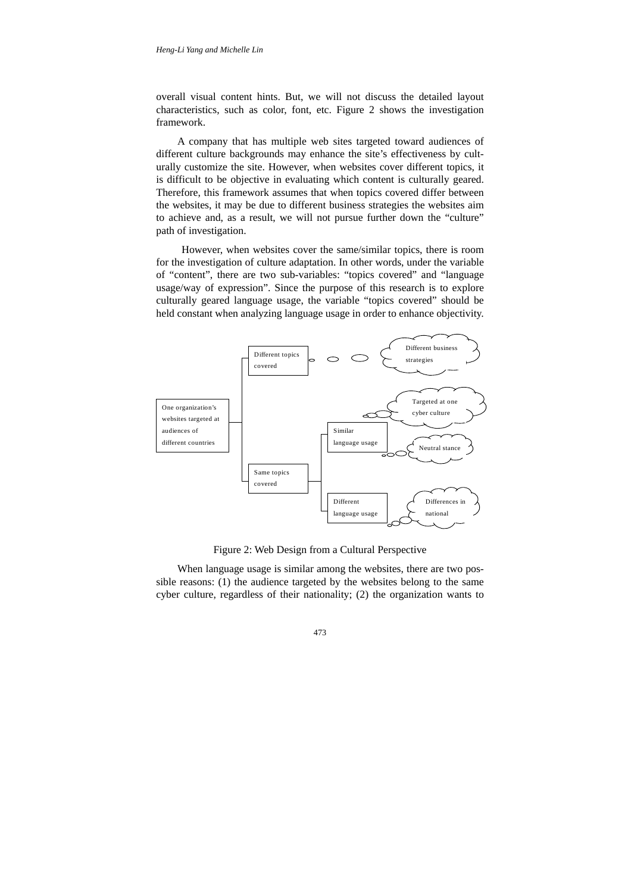overall visual content hints. But, we will not discuss the detailed layout characteristics, such as color, font, etc. Figure 2 shows the investigation framework.

A company that has multiple web sites targeted toward audiences of different culture backgrounds may enhance the site's effectiveness by culturally customize the site. However, when websites cover different topics, it is difficult to be objective in evaluating which content is culturally geared. Therefore, this framework assumes that when topics covered differ between the websites, it may be due to different business strategies the websites aim to achieve and, as a result, we will not pursue further down the "culture" path of investigation.

However, when websites cover the same/similar topics, there is room for the investigation of culture adaptation. In other words, under the variable of "content", there are two sub-variables: "topics covered" and "language usage/way of expression". Since the purpose of this research is to explore culturally geared language usage, the variable "topics covered" should be held constant when analyzing language usage in order to enhance objectivity.

One organization's websites targeted at audiences of different countries

Different topics covered — Different business strategies

Same topics covered

Similar language usage — Targeted at one cyber culture; Neutral stance

Different language usage — Differences in national

Figure 2: Web Design from a Cultural Perspective

When language usage is similar among the websites, there are two possible reasons: (1) the audience targeted by the websites belong to the same cyber culture, regardless of their nationality; (2) the organization wants to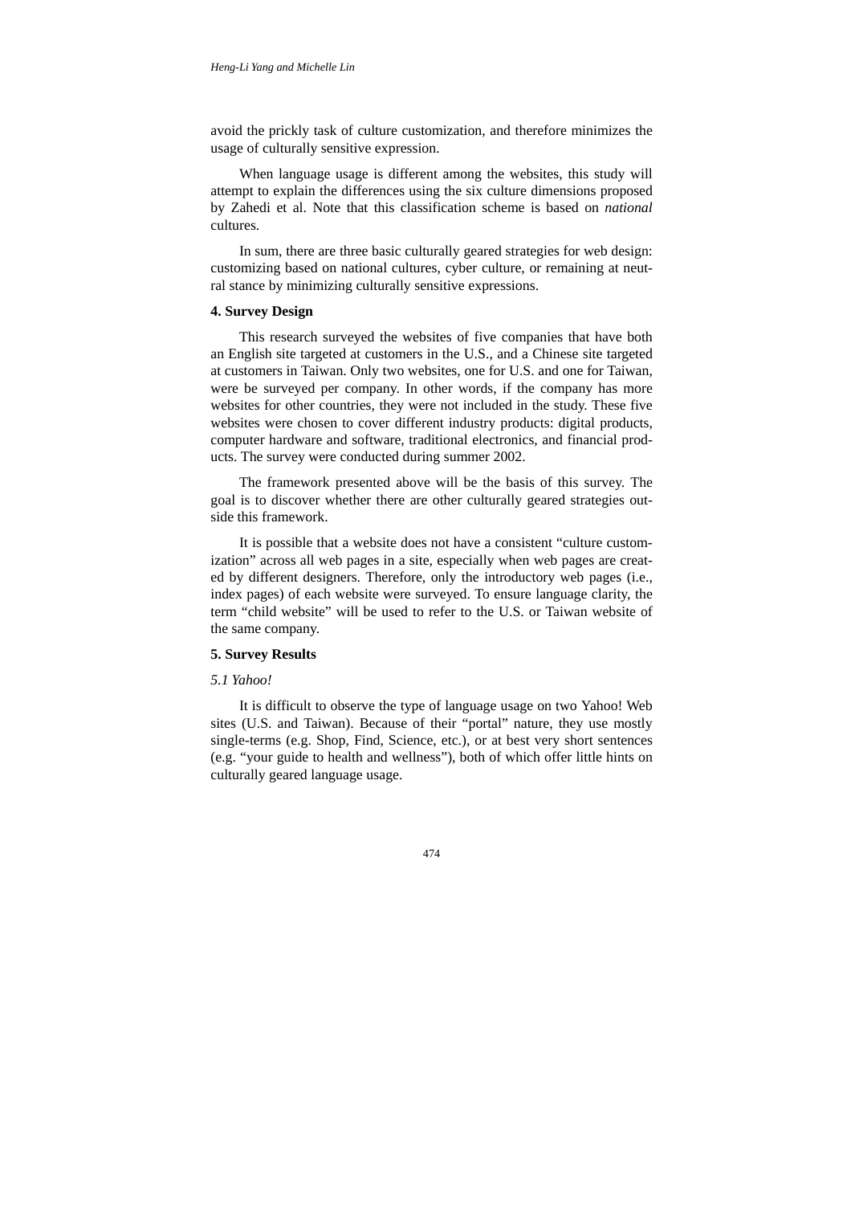avoid the prickly task of culture customization, and therefore minimizes the usage of culturally sensitive expression.

When language usage is different among the websites, this study will attempt to explain the differences using the six culture dimensions proposed by Zahedi et al. Note that this classification scheme is based on *national* cultures.

In sum, there are three basic culturally geared strategies for web design: customizing based on national cultures, cyber culture, or remaining at neutral stance by minimizing culturally sensitive expressions.

## 4. Survey Design

This research surveyed the websites of five companies that have both an English site targeted at customers in the U.S., and a Chinese site targeted at customers in Taiwan. Only two websites, one for U.S. and one for Taiwan, were be surveyed per company. In other words, if the company has more websites for other countries, they were not included in the study. These five websites were chosen to cover different industry products: digital products, computer hardware and software, traditional electronics, and financial products. The survey were conducted during summer 2002.

The framework presented above will be the basis of this survey. The goal is to discover whether there are other culturally geared strategies outside this framework.

It is possible that a website does not have a consistent "culture customization" across all web pages in a site, especially when web pages are created by different designers. Therefore, only the introductory web pages (i.e., index pages) of each website were surveyed. To ensure language clarity, the term "child website" will be used to refer to the U.S. or Taiwan website of the same company.

## 5. Survey Results

### *5.1 Yahoo!*

It is difficult to observe the type of language usage on two Yahoo! Web sites (U.S. and Taiwan). Because of their "portal" nature, they use mostly single-terms (e.g. Shop, Find, Science, etc.), or at best very short sentences (e.g. "your guide to health and wellness"), both of which offer little hints on culturally geared language usage.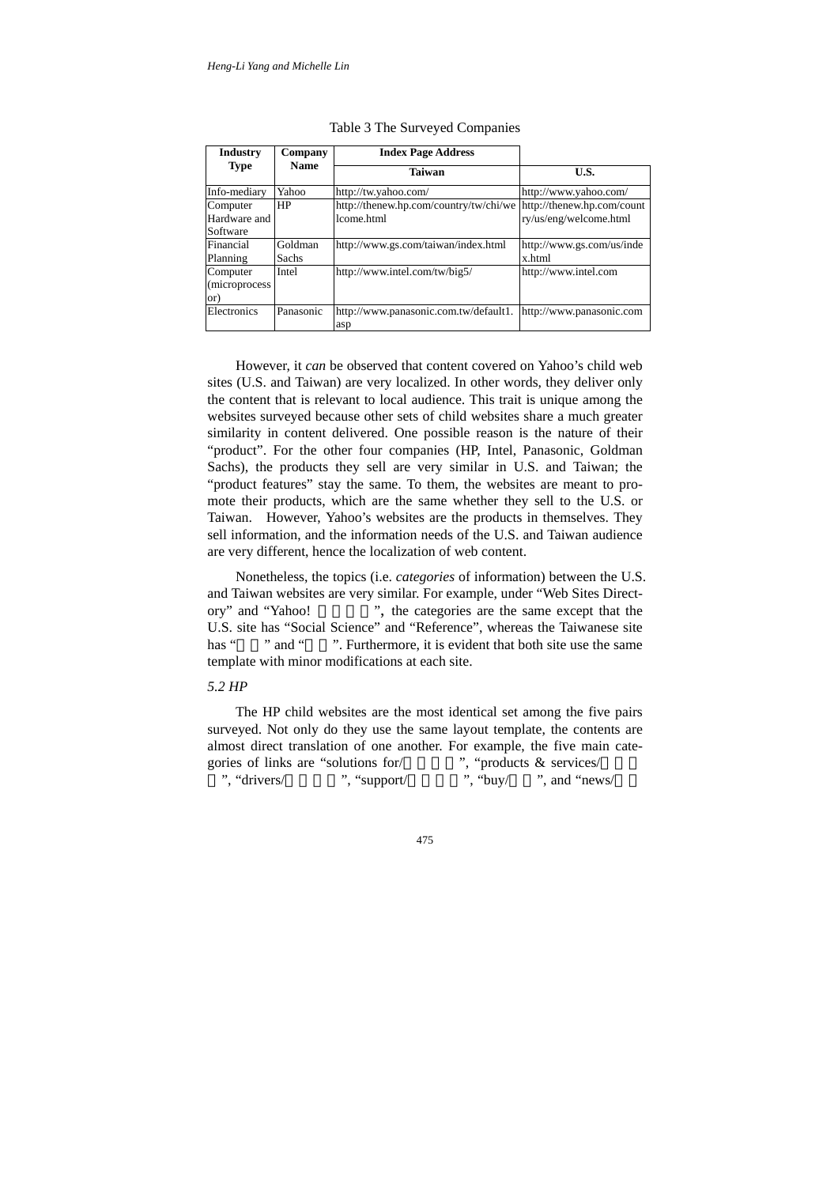Table 3 The Surveyed Companies

| Industry Type | Company Name | Index Page Address | |
|---|---|---|---|
| | | Taiwan | U.S. |
| Info-mediary | Yahoo | http://tw.yahoo.com/ | http://www.yahoo.com/ |
| Computer Hardware and Software | HP | http://thenew.hp.com/country/tw/chi/welcome.html | http://thenew.hp.com/country/us/eng/welcome.html |
| Financial Planning | Goldman Sachs | http://www.gs.com/taiwan/index.html | http://www.gs.com/us/index.html |
| Computer (microprocessor) | Intel | http://www.intel.com/tw/big5/ | http://www.intel.com |
| Electronics | Panasonic | http://www.panasonic.com.tw/default1.asp | http://www.panasonic.com |

However, it *can* be observed that content covered on Yahoo's child web sites (U.S. and Taiwan) are very localized. In other words, they deliver only the content that is relevant to local audience. This trait is unique among the websites surveyed because other sets of child websites share a much greater similarity in content delivered. One possible reason is the nature of their "product". For the other four companies (HP, Intel, Panasonic, Goldman Sachs), the products they sell are very similar in U.S. and Taiwan; the "product features" stay the same. To them, the websites are meant to promote their products, which are the same whether they sell to the U.S. or Taiwan. However, Yahoo's websites are the products in themselves. They sell information, and the information needs of the U.S. and Taiwan audience are very different, hence the localization of web content.

Nonetheless, the topics (i.e. *categories* of information) between the U.S. and Taiwan websites are very similar. For example, under "Web Sites Directory" and "Yahoo! ", the categories are the same except that the U.S. site has "Social Science" and "Reference", whereas the Taiwanese site has " " and " ". Furthermore, it is evident that both site use the same template with minor modifications at each site.

*5.2 HP*

The HP child websites are the most identical set among the five pairs surveyed. Not only do they use the same layout template, the contents are almost direct translation of one another. For example, the five main categories of links are "solutions for/ ", "products & services/ ", "drivers/ ", "support/ ", "buy/ ", and "news/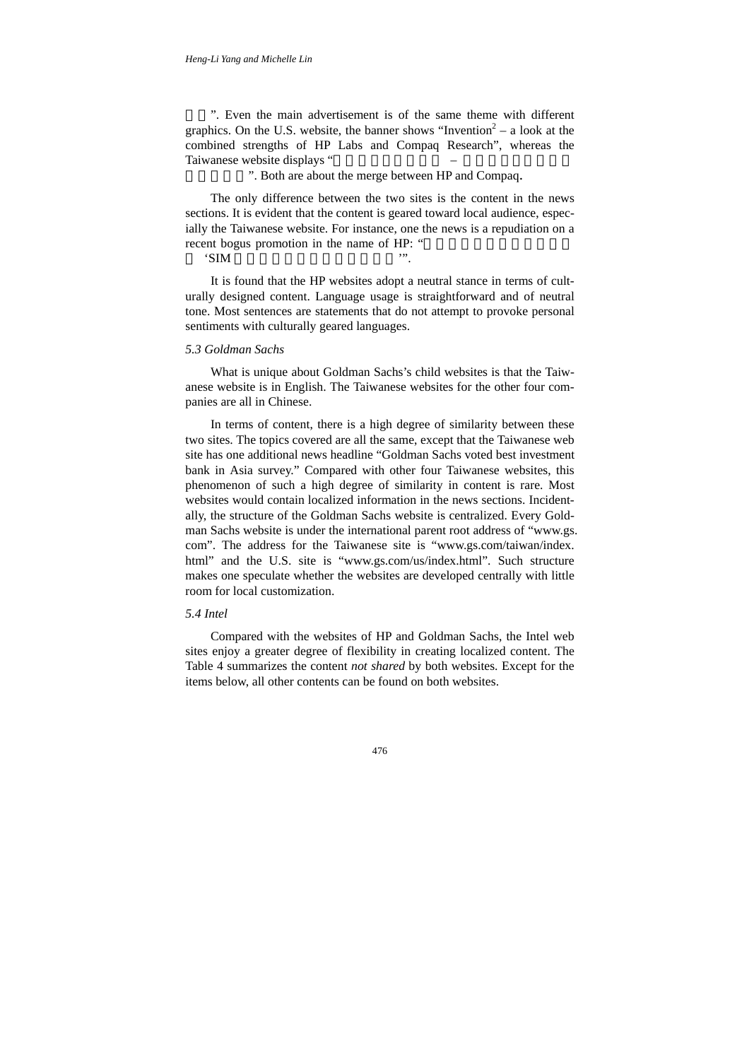”. Even the main advertisement is of the same theme with different graphics. On the U.S. website, the banner shows “Invention[2] – a look at the combined strengths of HP Labs and Compaq Research”, whereas the Taiwanese website displays “ – ”. Both are about the merge between HP and Compaq.

The only difference between the two sites is the content in the news sections. It is evident that the content is geared toward local audience, especially the Taiwanese website. For instance, one the news is a repudiation on a recent bogus promotion in the name of HP: “ ‘SIM ’”.

It is found that the HP websites adopt a neutral stance in terms of culturally designed content. Language usage is straightforward and of neutral tone. Most sentences are statements that do not attempt to provoke personal sentiments with culturally geared languages.

### *5.3 Goldman Sachs*

What is unique about Goldman Sachs’s child websites is that the Taiwanese website is in English. The Taiwanese websites for the other four companies are all in Chinese.

In terms of content, there is a high degree of similarity between these two sites. The topics covered are all the same, except that the Taiwanese web site has one additional news headline “Goldman Sachs voted best investment bank in Asia survey.” Compared with other four Taiwanese websites, this phenomenon of such a high degree of similarity in content is rare. Most websites would contain localized information in the news sections. Incidentally, the structure of the Goldman Sachs website is centralized. Every Goldman Sachs website is under the international parent root address of “www.gs.com”. The address for the Taiwanese site is “www.gs.com/taiwan/index.html” and the U.S. site is “www.gs.com/us/index.html”. Such structure makes one speculate whether the websites are developed centrally with little room for local customization.

### *5.4 Intel*

Compared with the websites of HP and Goldman Sachs, the Intel web sites enjoy a greater degree of flexibility in creating localized content. The Table 4 summarizes the content *not shared* by both websites. Except for the items below, all other contents can be found on both websites.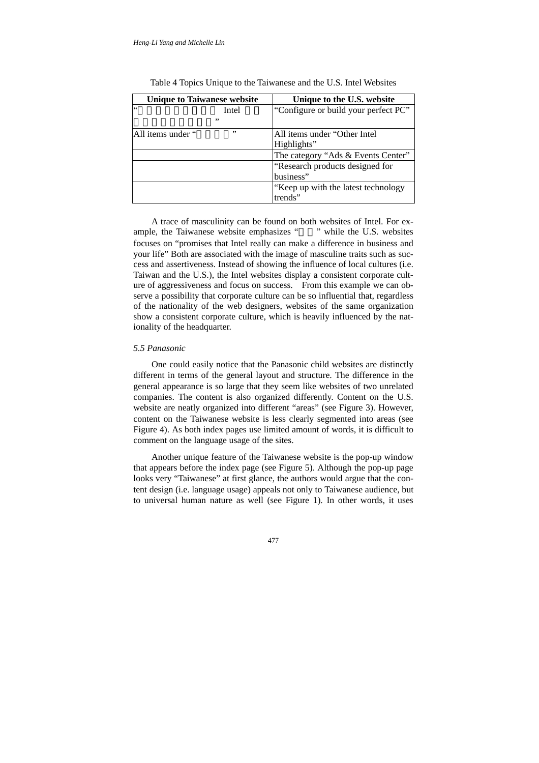Table 4 Topics Unique to the Taiwanese and the U.S. Intel Websites

| Unique to Taiwanese website | Unique to the U.S. website |
|---|---|
| “ Intel ” | “Configure or build your perfect PC” |
| All items under “ ” | All items under “Other Intel Highlights” |
| | The category “Ads & Events Center” |
| | “Research products designed for business” |
| | “Keep up with the latest technology trends” |

A trace of masculinity can be found on both websites of Intel. For example, the Taiwanese website emphasizes “ ” while the U.S. websites focuses on “promises that Intel really can make a difference in business and your life” Both are associated with the image of masculine traits such as success and assertiveness. Instead of showing the influence of local cultures (i.e. Taiwan and the U.S.), the Intel websites display a consistent corporate culture of aggressiveness and focus on success. From this example we can observe a possibility that corporate culture can be so influential that, regardless of the nationality of the web designers, websites of the same organization show a consistent corporate culture, which is heavily influenced by the nationality of the headquarter.

### *5.5 Panasonic*

One could easily notice that the Panasonic child websites are distinctly different in terms of the general layout and structure. The difference in the general appearance is so large that they seem like websites of two unrelated companies. The content is also organized differently. Content on the U.S. website are neatly organized into different “areas” (see Figure 3). However, content on the Taiwanese website is less clearly segmented into areas (see Figure 4). As both index pages use limited amount of words, it is difficult to comment on the language usage of the sites.

Another unique feature of the Taiwanese website is the pop-up window that appears before the index page (see Figure 5). Although the pop-up page looks very “Taiwanese” at first glance, the authors would argue that the content design (i.e. language usage) appeals not only to Taiwanese audience, but to universal human nature as well (see Figure 1). In other words, it uses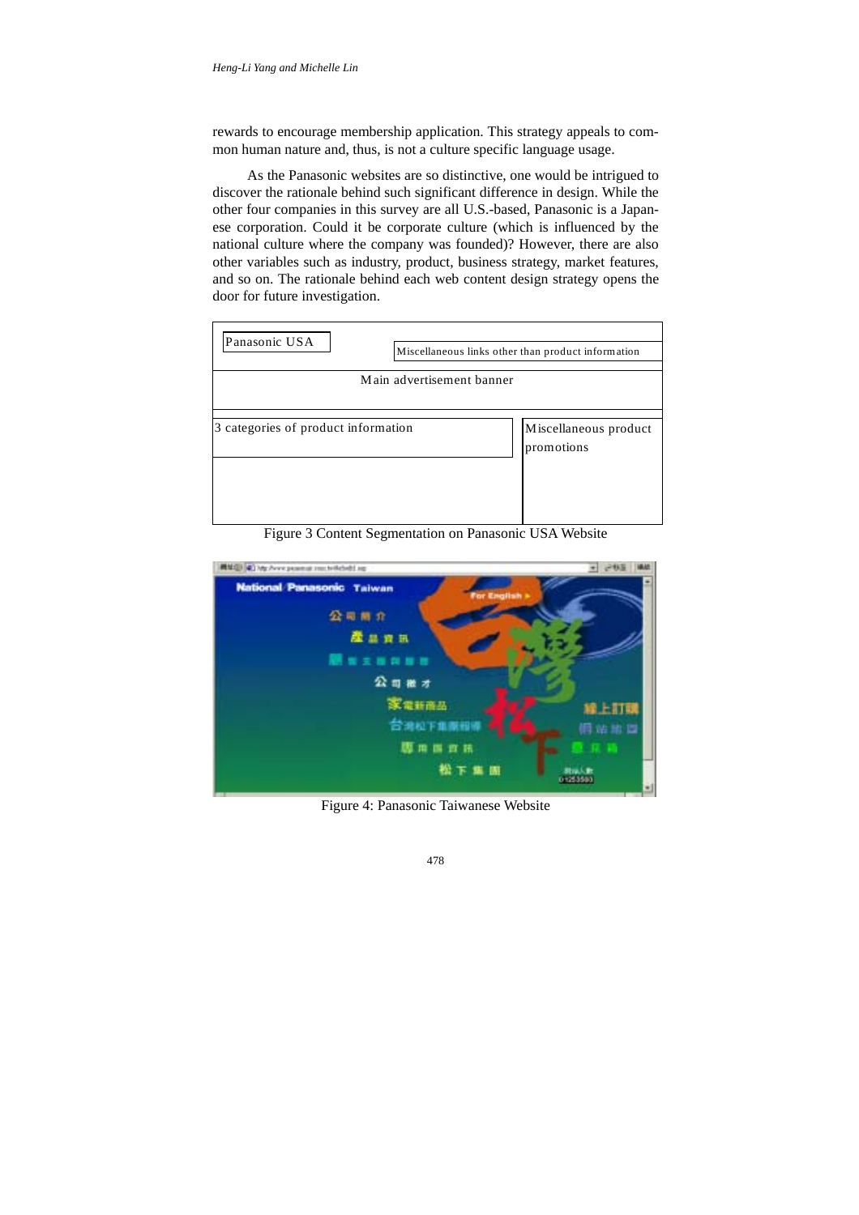rewards to encourage membership application. This strategy appeals to common human nature and, thus, is not a culture specific language usage.

As the Panasonic websites are so distinctive, one would be intrigued to discover the rationale behind such significant difference in design. While the other four companies in this survey are all U.S.-based, Panasonic is a Japanese corporation. Could it be corporate culture (which is influenced by the national culture where the company was founded)? However, there are also other variables such as industry, product, business strategy, market features, and so on. The rationale behind each web content design strategy opens the door for future investigation.

Panasonic USA

Miscellaneous links other than product information

Main advertisement banner

3 categories of product information

Miscellaneous product promotions

Figure 3 Content Segmentation on Panasonic USA Website

Figure 4: Panasonic Taiwanese Website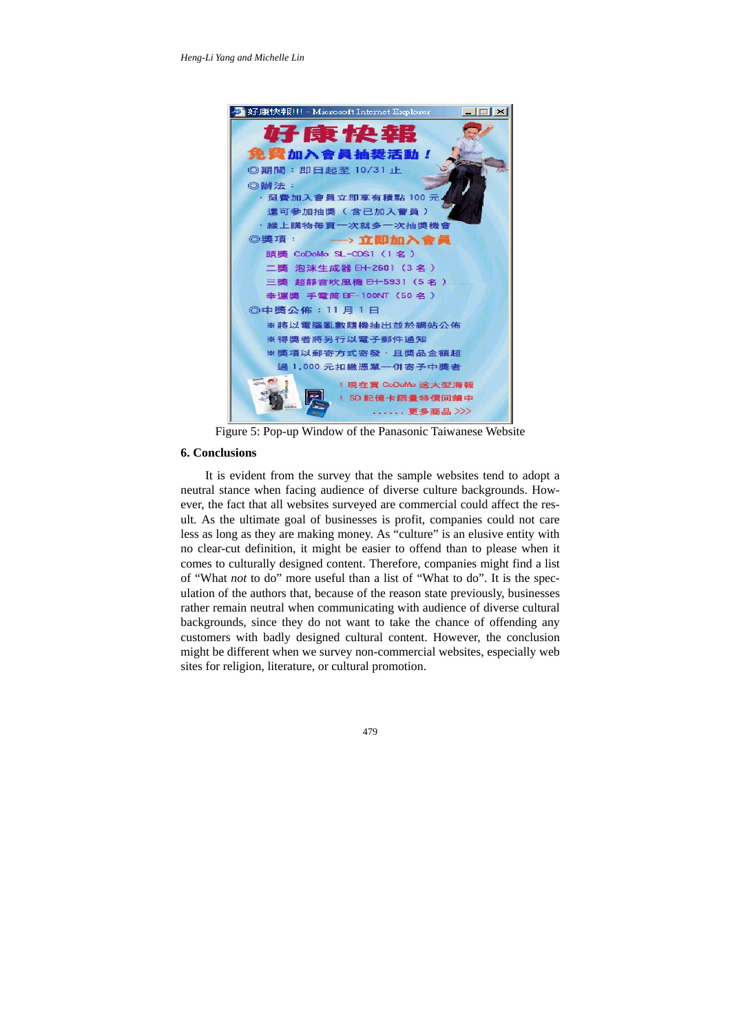Figure 5: Pop-up Window of the Panasonic Taiwanese Website

## 6. Conclusions

It is evident from the survey that the sample websites tend to adopt a neutral stance when facing audience of diverse culture backgrounds. However, the fact that all websites surveyed are commercial could affect the result. As the ultimate goal of businesses is profit, companies could not care less as long as they are making money. As "culture" is an elusive entity with no clear-cut definition, it might be easier to offend than to please when it comes to culturally designed content. Therefore, companies might find a list of "What *not* to do" more useful than a list of "What to do". It is the speculation of the authors that, because of the reason state previously, businesses rather remain neutral when communicating with audience of diverse cultural backgrounds, since they do not want to take the chance of offending any customers with badly designed cultural content. However, the conclusion might be different when we survey non-commercial websites, especially web sites for religion, literature, or cultural promotion.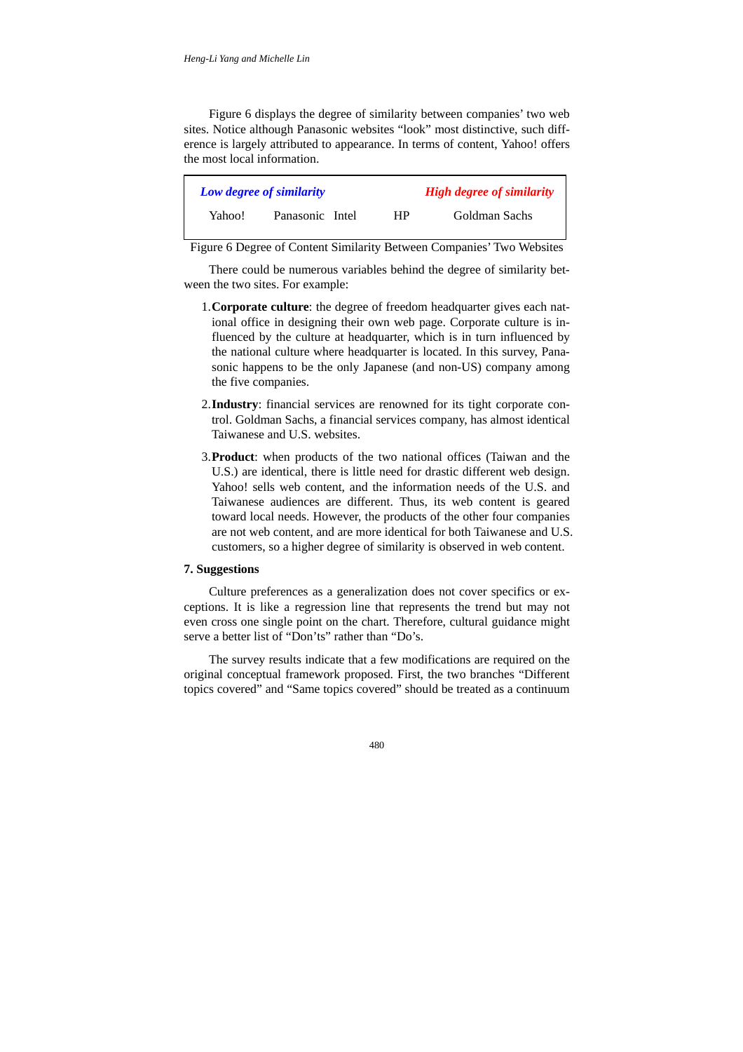Figure 6 displays the degree of similarity between companies' two web sites. Notice although Panasonic websites "look" most distinctive, such difference is largely attributed to appearance. In terms of content, Yahoo! offers the most local information.

| *Low degree of similarity* | | | | *High degree of similarity* |
|---|---|---|---|---|
| Yahoo! | Panasonic | Intel | HP | Goldman Sachs |

Figure 6 Degree of Content Similarity Between Companies' Two Websites

There could be numerous variables behind the degree of similarity between the two sites. For example:

1. **Corporate culture**: the degree of freedom headquarter gives each national office in designing their own web page. Corporate culture is influenced by the culture at headquarter, which is in turn influenced by the national culture where headquarter is located. In this survey, Panasonic happens to be the only Japanese (and non-US) company among the five companies.
2. **Industry**: financial services are renowned for its tight corporate control. Goldman Sachs, a financial services company, has almost identical Taiwanese and U.S. websites.
3. **Product**: when products of the two national offices (Taiwan and the U.S.) are identical, there is little need for drastic different web design. Yahoo! sells web content, and the information needs of the U.S. and Taiwanese audiences are different. Thus, its web content is geared toward local needs. However, the products of the other four companies are not web content, and are more identical for both Taiwanese and U.S. customers, so a higher degree of similarity is observed in web content.

## 7. Suggestions

Culture preferences as a generalization does not cover specifics or exceptions. It is like a regression line that represents the trend but may not even cross one single point on the chart. Therefore, cultural guidance might serve a better list of "Don'ts" rather than "Do's.

The survey results indicate that a few modifications are required on the original conceptual framework proposed. First, the two branches "Different topics covered" and "Same topics covered" should be treated as a continuum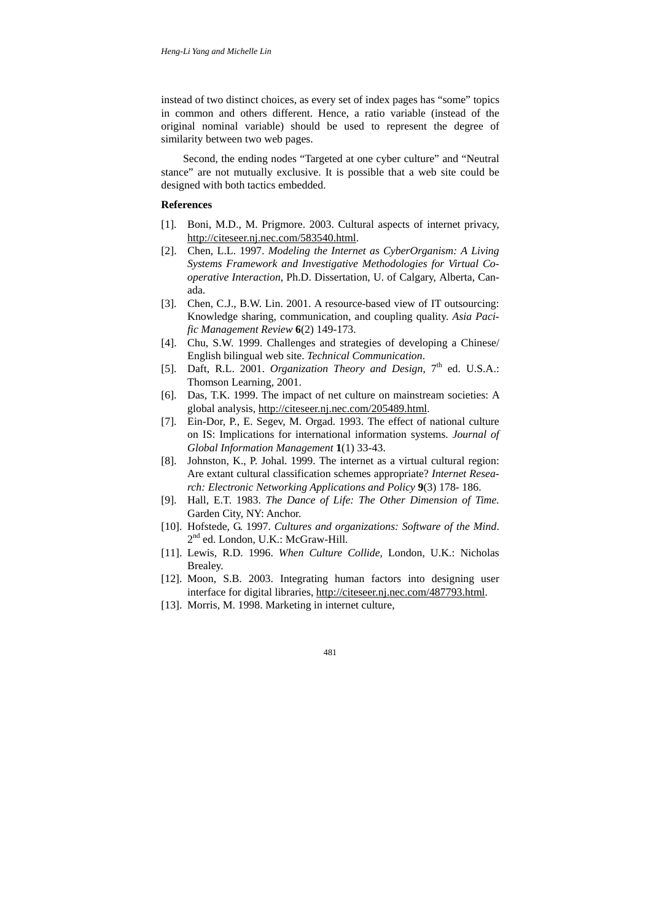instead of two distinct choices, as every set of index pages has "some" topics in common and others different. Hence, a ratio variable (instead of the original nominal variable) should be used to represent the degree of similarity between two web pages.

Second, the ending nodes "Targeted at one cyber culture" and "Neutral stance" are not mutually exclusive. It is possible that a web site could be designed with both tactics embedded.

**References**

[1]. Boni, M.D., M. Prigmore. 2003. Cultural aspects of internet privacy, http://citeseer.nj.nec.com/583540.html.

[2]. Chen, L.L. 1997. *Modeling the Internet as CyberOrganism: A Living Systems Framework and Investigative Methodologies for Virtual Co-operative Interaction*, Ph.D. Dissertation, U. of Calgary, Alberta, Canada.

[3]. Chen, C.J., B.W. Lin. 2001. A resource-based view of IT outsourcing: Knowledge sharing, communication, and coupling quality. *Asia Pacific Management Review* **6**(2) 149-173.

[4]. Chu, S.W. 1999. Challenges and strategies of developing a Chinese/ English bilingual web site. *Technical Communication*.

[5]. Daft, R.L. 2001. *Organization Theory and Design*, 7th ed. U.S.A.: Thomson Learning, 2001.

[6]. Das, T.K. 1999. The impact of net culture on mainstream societies: A global analysis, http://citeseer.nj.nec.com/205489.html.

[7]. Ein-Dor, P., E. Segev, M. Orgad. 1993. The effect of national culture on IS: Implications for international information systems. *Journal of Global Information Management* **1**(1) 33-43.

[8]. Johnston, K., P. Johal. 1999. The internet as a virtual cultural region: Are extant cultural classification schemes appropriate? *Internet Research: Electronic Networking Applications and Policy* **9**(3) 178- 186.

[9]. Hall, E.T. 1983. *The Dance of Life: The Other Dimension of Time.* Garden City, NY: Anchor.

[10]. Hofstede, G. 1997. *Cultures and organizations: Software of the Mind*. 2nd ed. London, U.K.: McGraw-Hill.

[11]. Lewis, R.D. 1996. *When Culture Collide,* London, U.K.: Nicholas Brealey.

[12]. Moon, S.B. 2003. Integrating human factors into designing user interface for digital libraries, http://citeseer.nj.nec.com/487793.html.

[13]. Morris, M. 1998. Marketing in internet culture,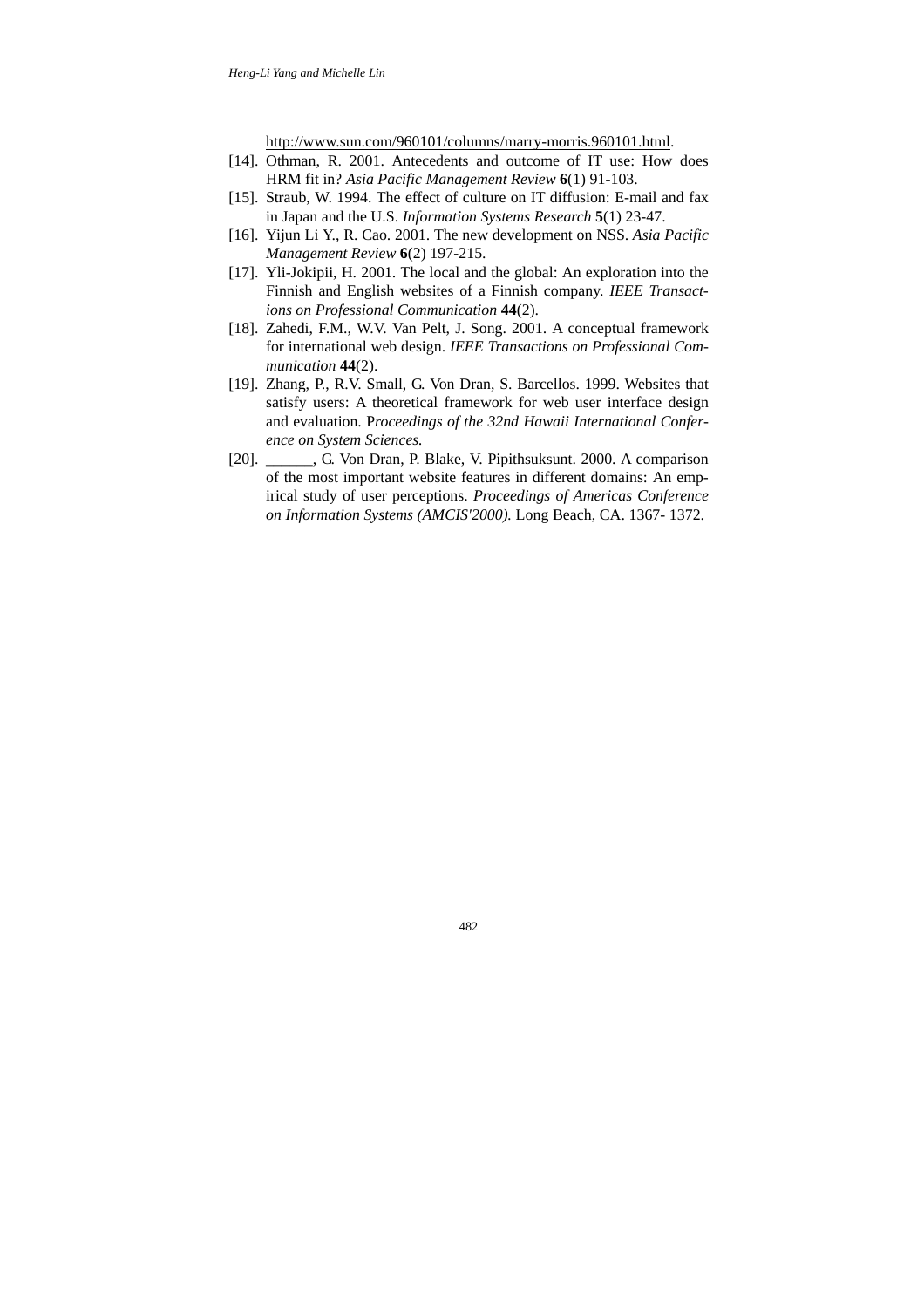http://www.sun.com/960101/columns/marry-morris.960101.html.

[14]. Othman, R. 2001. Antecedents and outcome of IT use: How does HRM fit in? *Asia Pacific Management Review* **6**(1) 91-103.

[15]. Straub, W. 1994. The effect of culture on IT diffusion: E-mail and fax in Japan and the U.S. *Information Systems Research* **5**(1) 23-47.

[16]. Yijun Li Y., R. Cao. 2001. The new development on NSS. *Asia Pacific Management Review* **6**(2) 197-215.

[17]. Yli-Jokipii, H. 2001. The local and the global: An exploration into the Finnish and English websites of a Finnish company. *IEEE Transactions on Professional Communication* **44**(2).

[18]. Zahedi, F.M., W.V. Van Pelt, J. Song. 2001. A conceptual framework for international web design. *IEEE Transactions on Professional Communication* **44**(2).

[19]. Zhang, P., R.V. Small, G. Von Dran, S. Barcellos. 1999. Websites that satisfy users: A theoretical framework for web user interface design and evaluation. *Proceedings of the 32nd Hawaii International Conference on System Sciences.*

[20]. ______, G. Von Dran, P. Blake, V. Pipithsuksunt. 2000. A comparison of the most important website features in different domains: An empirical study of user perceptions. *Proceedings of Americas Conference on Information Systems (AMCIS'2000).* Long Beach, CA. 1367- 1372.